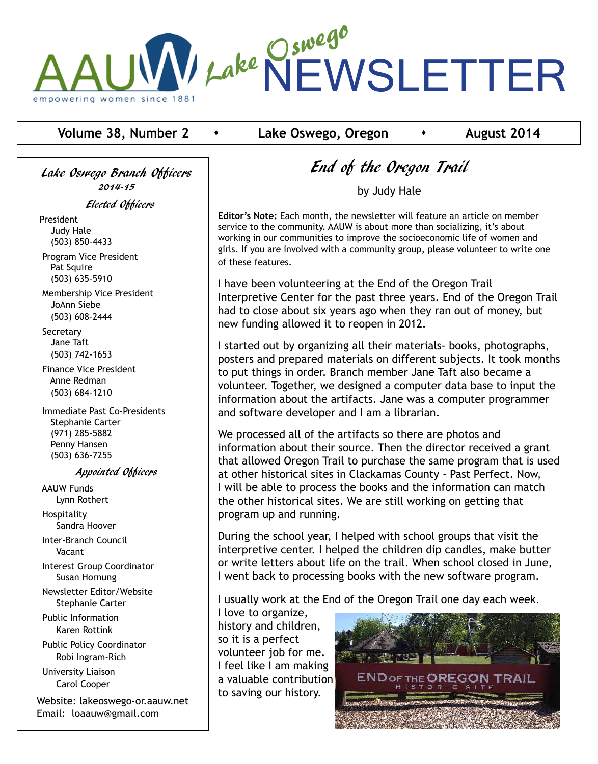# AAUW Lake Oswego NEWSLETTER

empowering women since 1881

**Volume 38, Number 2** • **Lake Oswego, Oregon** • **August 2014**

## *End of the Oregon Trail*

by Judy Hale

**Editor's Note:** Each month, the newsletter will feature an article on member service to the community. AAUW is about more than socializing, it's about working in our communities to improve the socioeconomic life of women and girls. If you are involved with a community group, please volunteer to write one of these features.

I have been volunteering at the End of the Oregon Trail Interpretive Center for the past three years. End of the Oregon Trail had to close about six years ago when they ran out of money, but new funding allowed it to reopen in 2012.

I started out by organizing all their materials- books, photographs, posters and prepared materials on different subjects. It took months to put things in order. Branch member Jane Taft also became a volunteer. Together, we designed a computer data base to input the information about the artifacts. Jane was a computer programmer and software developer and I am a librarian.

We processed all of the artifacts so there are photos and information about their source. Then the director received a grant that allowed Oregon Trail to purchase the same program that is used at other historical sites in Clackamas County - Past Perfect. Now, I will be able to process the books and the information can match the other historical sites. We are still working on getting that program up and running.

During the school year, I helped with school groups that visit the interpretive center. I helped the children dip candles, make butter or write letters about life on the trail. When school closed in June, I went back to processing books with the new software program.

I usually work at the End of the Oregon Trail one day each week. I love to organize, history and children, so it is a perfect volunteer job for me. I feel like I am making a valuable contribution to saving our history.

---

### *Lake Oswego Branch Officers 2014-15*

#### *Elected Officers*

President
Judy Hale
(503) 850-4433

Program Vice President
Pat Squire
(503) 635-5910

Membership Vice President
JoAnn Siebe
(503) 608-2444

Secretary
Jane Taft
(503) 742-1653

Finance Vice President
Anne Redman
(503) 684-1210

Immediate Past Co-Presidents
Stephanie Carter
(971) 285-5882
Penny Hansen
(503) 636-7255

#### *Appointed Officers*

AAUW Funds
Lynn Rothert

Hospitality
Sandra Hoover

Inter-Branch Council
Vacant

Interest Group Coordinator
Susan Hornung

Newsletter Editor/Website
Stephanie Carter

Public Information
Karen Rottink

Public Policy Coordinator
Robi Ingram-Rich

University Liaison
Carol Cooper

Website: lakeoswego-or.aauw.net
Email: loaauw@gmail.com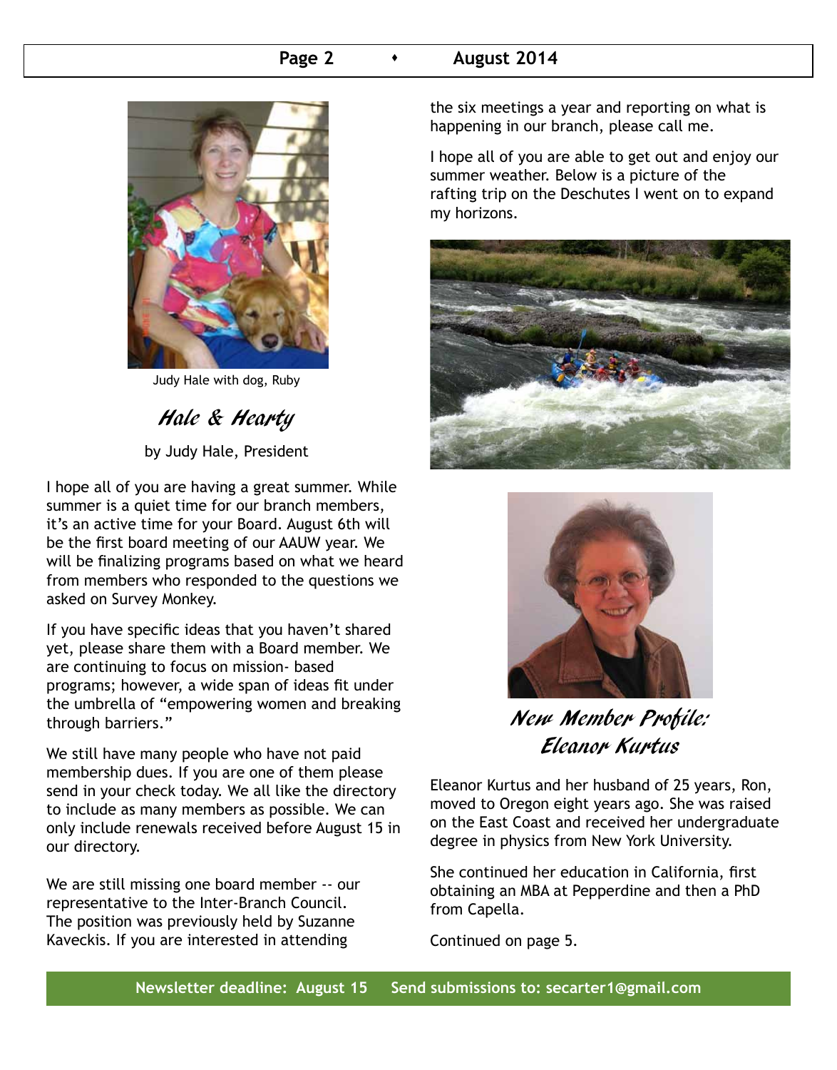Judy Hale with dog, Ruby

## *Hale & Hearty*

by Judy Hale, President

I hope all of you are having a great summer. While summer is a quiet time for our branch members, it's an active time for your Board. August 6th will be the first board meeting of our AAUW year. We will be finalizing programs based on what we heard from members who responded to the questions we asked on Survey Monkey.

If you have specific ideas that you haven't shared yet, please share them with a Board member. We are continuing to focus on mission- based programs; however, a wide span of ideas fit under the umbrella of "empowering women and breaking through barriers."

We still have many people who have not paid membership dues. If you are one of them please send in your check today. We all like the directory to include as many members as possible. We can only include renewals received before August 15 in our directory.

We are still missing one board member -- our representative to the Inter-Branch Council. The position was previously held by Suzanne Kaveckis. If you are interested in attending the six meetings a year and reporting on what is happening in our branch, please call me.

I hope all of you are able to get out and enjoy our summer weather. Below is a picture of the rafting trip on the Deschutes I went on to expand my horizons.

## *New Member Profile: Eleanor Kurtus*

Eleanor Kurtus and her husband of 25 years, Ron, moved to Oregon eight years ago. She was raised on the East Coast and received her undergraduate degree in physics from New York University.

She continued her education in California, first obtaining an MBA at Pepperdine and then a PhD from Capella.

Continued on page 5.

**Newsletter deadline: August 15 Send submissions to: secarter1@gmail.com**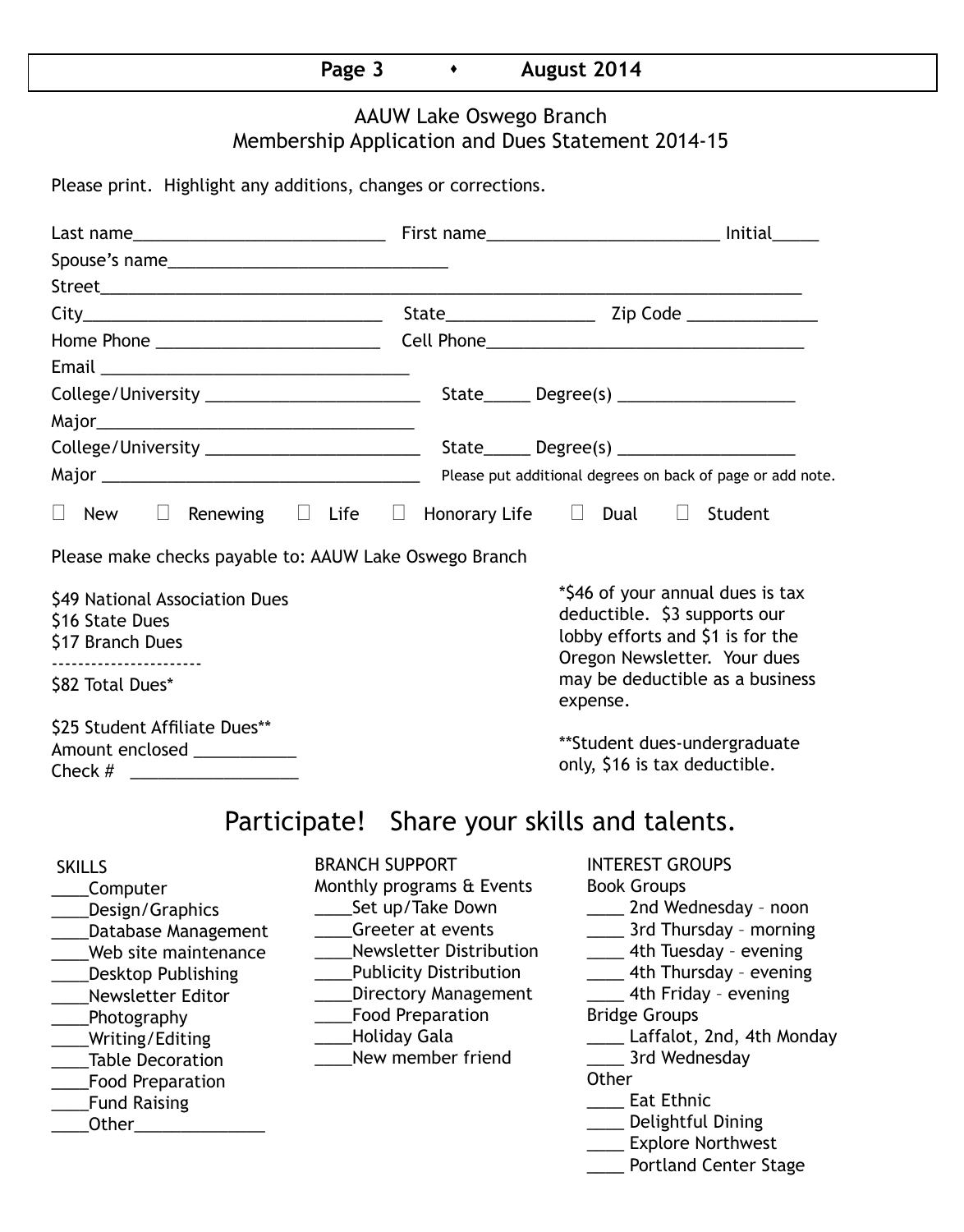## AAUW Lake Oswego Branch
## Membership Application and Dues Statement 2014-15

Please print. Highlight any additions, changes or corrections.

Last name___________________________ First name_________________________ Initial_____

Spouse's name______________________________

Street____________________________________________________________________________

City_________________________________ State________________ Zip Code ______________

Home Phone ________________________ Cell Phone__________________________________

Email _________________________________

College/University _______________________ State_____ Degree(s) ___________________

Major___________________________________

College/University _______________________ State_____ Degree(s) ___________________

Major ___________________________________ Please put additional degrees on back of page or add note.

☐ New ☐ Renewing ☐ Life ☐ Honorary Life ☐ Dual ☐ Student

Please make checks payable to: AAUW Lake Oswego Branch

$49 National Association Dues
$16 State Dues
$17 Branch Dues
----------------------
$82 Total Dues*

$25 Student Affiliate Dues**
Amount enclosed ___________
Check # __________________

*$46 of your annual dues is tax deductible. $3 supports our lobby efforts and $1 is for the Oregon Newsletter. Your dues may be deductible as a business expense.

**Student dues-undergraduate only, $16 is tax deductible.

## Participate! Share your skills and talents.

SKILLS
____Computer
____Design/Graphics
____Database Management
____Web site maintenance
____Desktop Publishing
____Newsletter Editor
____Photography
____Writing/Editing
____Table Decoration
____Food Preparation
____Fund Raising
____Other______________

BRANCH SUPPORT
Monthly programs & Events
____Set up/Take Down
____Greeter at events
____Newsletter Distribution
____Publicity Distribution
____Directory Management
____Food Preparation
____Holiday Gala
____New member friend

INTEREST GROUPS
Book Groups
____ 2nd Wednesday – noon
____ 3rd Thursday – morning
____ 4th Tuesday – evening
____ 4th Thursday – evening
____ 4th Friday – evening
Bridge Groups
____ Laffalot, 2nd, 4th Monday
____ 3rd Wednesday
Other
____ Eat Ethnic
____ Delightful Dining
____ Explore Northwest
____ Portland Center Stage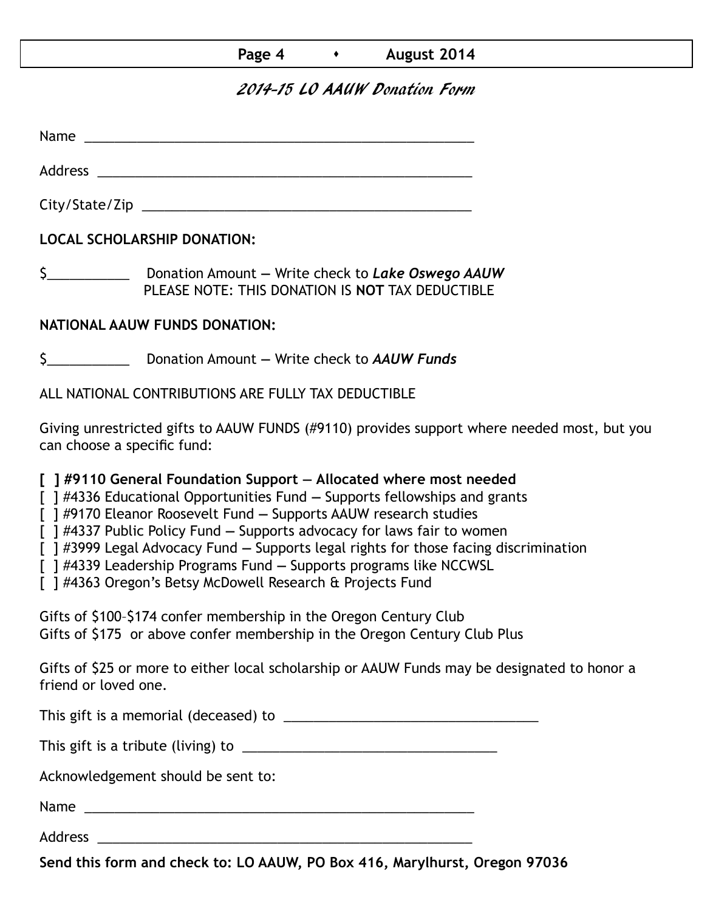## 2014-15 LO AAUW Donation Form

Name ______________________________________________________

Address ____________________________________________________

City/State/Zip _____________________________________________

**LOCAL SCHOLARSHIP DONATION:**

$__________ Donation Amount — Write check to ***Lake Oswego AAUW***
PLEASE NOTE: THIS DONATION IS **NOT** TAX DEDUCTIBLE

**NATIONAL AAUW FUNDS DONATION:**

$__________ Donation Amount — Write check to ***AAUW Funds***

ALL NATIONAL CONTRIBUTIONS ARE FULLY TAX DEDUCTIBLE

Giving unrestricted gifts to AAUW FUNDS (#9110) provides support where needed most, but you can choose a specific fund:

**[ ] #9110 General Foundation Support — Allocated where most needed**
[ ] #4336 Educational Opportunities Fund — Supports fellowships and grants
[ ] #9170 Eleanor Roosevelt Fund — Supports AAUW research studies
[ ] #4337 Public Policy Fund — Supports advocacy for laws fair to women
[ ] #3999 Legal Advocacy Fund — Supports legal rights for those facing discrimination
[ ] #4339 Leadership Programs Fund — Supports programs like NCCWSL
[ ] #4363 Oregon's Betsy McDowell Research & Projects Fund

Gifts of $100–$174 confer membership in the Oregon Century Club
Gifts of $175 or above confer membership in the Oregon Century Club Plus

Gifts of $25 or more to either local scholarship or AAUW Funds may be designated to honor a friend or loved one.

This gift is a memorial (deceased) to ________________________________

This gift is a tribute (living) to ________________________________

Acknowledgement should be sent to:

Name ______________________________________________________

Address ____________________________________________________

**Send this form and check to: LO AAUW, PO Box 416, Marylhurst, Oregon 97036**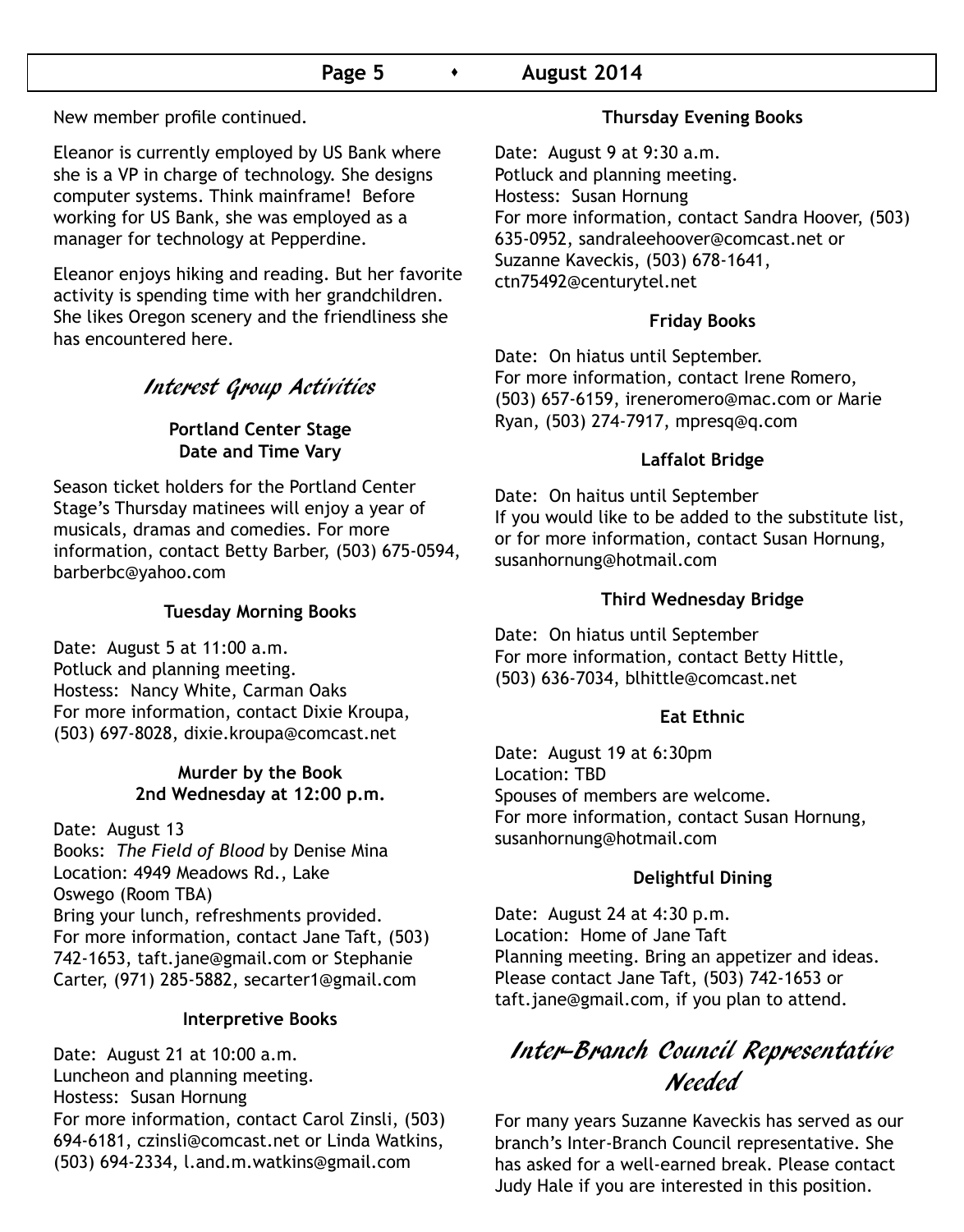New member profile continued.

Eleanor is currently employed by US Bank where she is a VP in charge of technology. She designs computer systems. Think mainframe! Before working for US Bank, she was employed as a manager for technology at Pepperdine.

Eleanor enjoys hiking and reading. But her favorite activity is spending time with her grandchildren. She likes Oregon scenery and the friendliness she has encountered here.

## *Interest Group Activities*

**Portland Center Stage**
**Date and Time Vary**

Season ticket holders for the Portland Center Stage's Thursday matinees will enjoy a year of musicals, dramas and comedies. For more information, contact Betty Barber, (503) 675-0594, barberbc@yahoo.com

**Tuesday Morning Books**

Date: August 5 at 11:00 a.m.
Potluck and planning meeting.
Hostess: Nancy White, Carman Oaks
For more information, contact Dixie Kroupa, (503) 697-8028, dixie.kroupa@comcast.net

**Murder by the Book**
**2nd Wednesday at 12:00 p.m.**

Date: August 13
Books: *The Field of Blood* by Denise Mina
Location: 4949 Meadows Rd., Lake Oswego (Room TBA)
Bring your lunch, refreshments provided.
For more information, contact Jane Taft, (503) 742-1653, taft.jane@gmail.com or Stephanie Carter, (971) 285-5882, secarter1@gmail.com

**Interpretive Books**

Date: August 21 at 10:00 a.m.
Luncheon and planning meeting.
Hostess: Susan Hornung
For more information, contact Carol Zinsli, (503) 694-6181, czinsli@comcast.net or Linda Watkins, (503) 694-2334, l.and.m.watkins@gmail.com

**Thursday Evening Books**

Date: August 9 at 9:30 a.m.
Potluck and planning meeting.
Hostess: Susan Hornung
For more information, contact Sandra Hoover, (503) 635-0952, sandraleehoover@comcast.net or Suzanne Kaveckis, (503) 678-1641, ctn75492@centurytel.net

**Friday Books**

Date: On hiatus until September.
For more information, contact Irene Romero, (503) 657-6159, ireneromero@mac.com or Marie Ryan, (503) 274-7917, mpresq@q.com

**Laffalot Bridge**

Date: On haitus until September
If you would like to be added to the substitute list, or for more information, contact Susan Hornung, susanhornung@hotmail.com

**Third Wednesday Bridge**

Date: On hiatus until September
For more information, contact Betty Hittle, (503) 636-7034, blhittle@comcast.net

**Eat Ethnic**

Date: August 19 at 6:30pm
Location: TBD
Spouses of members are welcome.
For more information, contact Susan Hornung, susanhornung@hotmail.com

**Delightful Dining**

Date: August 24 at 4:30 p.m.
Location: Home of Jane Taft
Planning meeting. Bring an appetizer and ideas.
Please contact Jane Taft, (503) 742-1653 or taft.jane@gmail.com, if you plan to attend.

## *Inter-Branch Council Representative Needed*

For many years Suzanne Kaveckis has served as our branch's Inter-Branch Council representative. She has asked for a well-earned break. Please contact Judy Hale if you are interested in this position.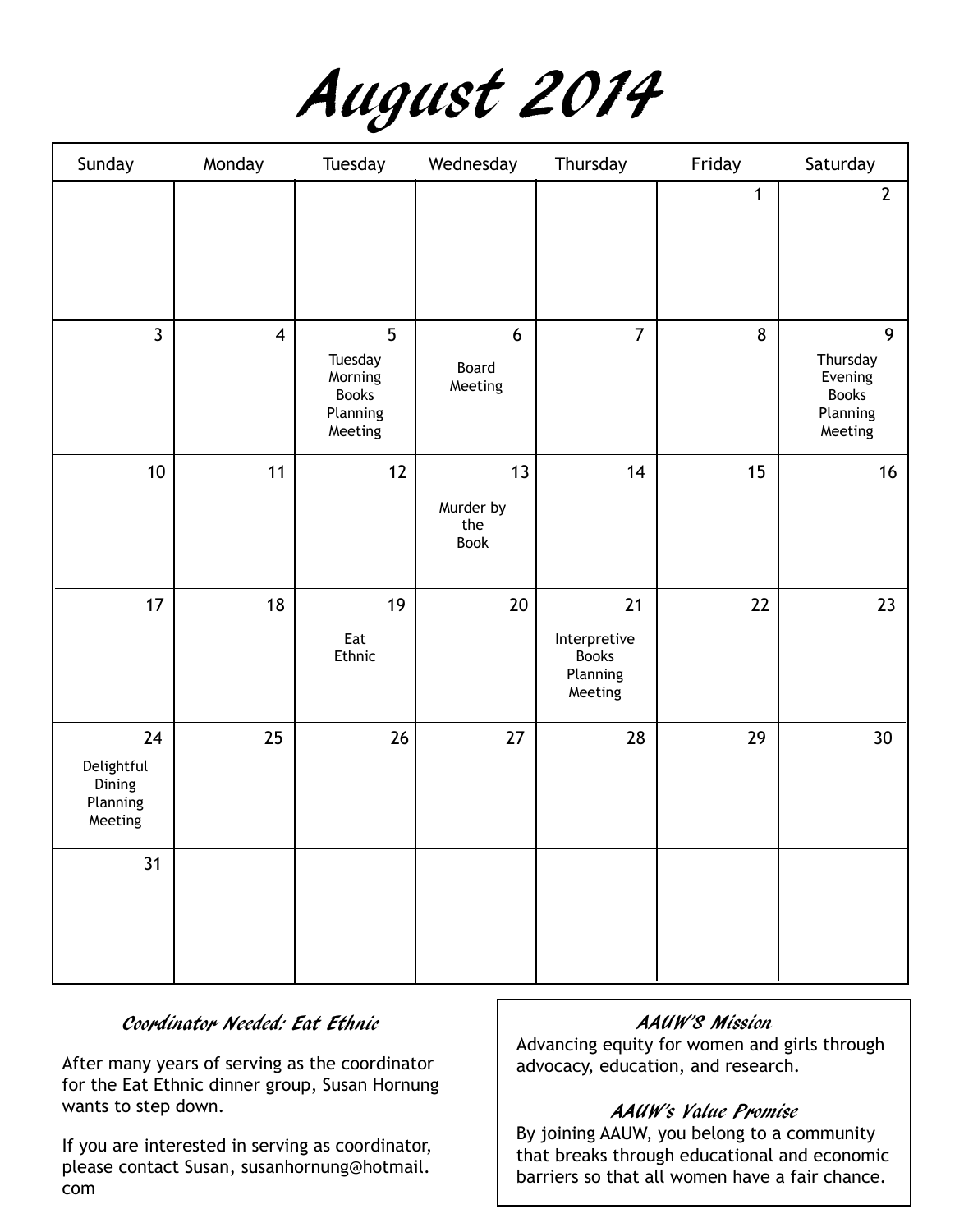# August 2014

| Sunday | Monday | Tuesday | Wednesday | Thursday | Friday | Saturday |
|---|---|---|---|---|---|---|
| | | | | | 1 | 2 |
| 3 | 4 | 5 Tuesday Morning Books Planning Meeting | 6 Board Meeting | 7 | 8 | 9 Thursday Evening Books Planning Meeting |
| 10 | 11 | 12 | 13 Murder by the Book | 14 | 15 | 16 |
| 17 | 18 | 19 Eat Ethnic | 20 | 21 Interpretive Books Planning Meeting | 22 | 23 |
| 24 Delightful Dining Planning Meeting | 25 | 26 | 27 | 28 | 29 | 30 |
| 31 | | | | | | |

### *Coordinator Needed: Eat Ethnic*

After many years of serving as the coordinator for the Eat Ethnic dinner group, Susan Hornung wants to step down.

If you are interested in serving as coordinator, please contact Susan, susanhornung@hotmail.com

### *AAUW'S Mission*

Advancing equity for women and girls through advocacy, education, and research.

### *AAUW's Value Promise*

By joining AAUW, you belong to a community that breaks through educational and economic barriers so that all women have a fair chance.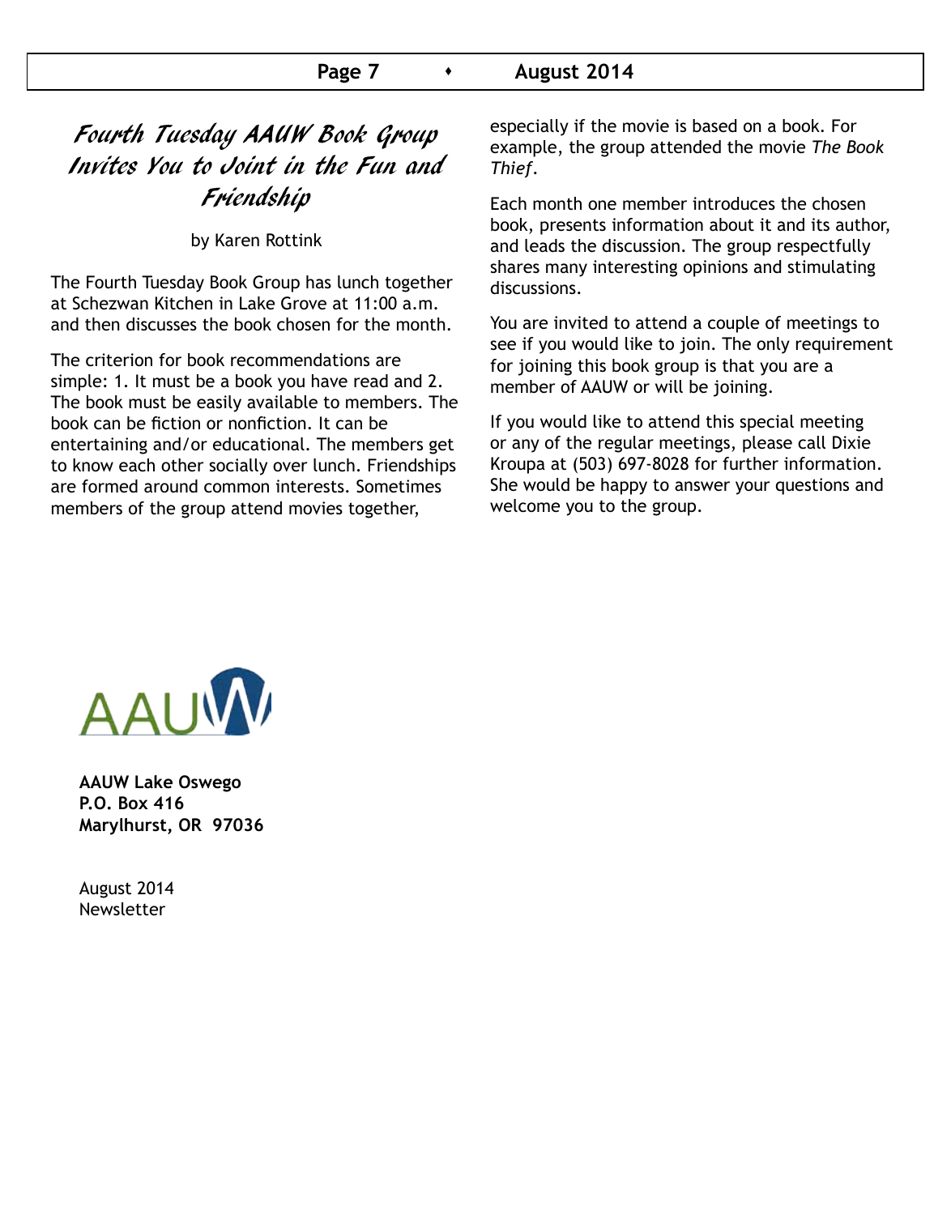## Fourth Tuesday AAUW Book Group Invites You to Joint in the Fun and Friendship

by Karen Rottink

The Fourth Tuesday Book Group has lunch together at Schezwan Kitchen in Lake Grove at 11:00 a.m. and then discusses the book chosen for the month.

The criterion for book recommendations are simple: 1. It must be a book you have read and 2. The book must be easily available to members. The book can be fiction or nonfiction. It can be entertaining and/or educational. The members get to know each other socially over lunch. Friendships are formed around common interests. Sometimes members of the group attend movies together, especially if the movie is based on a book. For example, the group attended the movie *The Book Thief*.

Each month one member introduces the chosen book, presents information about it and its author, and leads the discussion. The group respectfully shares many interesting opinions and stimulating discussions.

You are invited to attend a couple of meetings to see if you would like to join. The only requirement for joining this book group is that you are a member of AAUW or will be joining.

If you would like to attend this special meeting or any of the regular meetings, please call Dixie Kroupa at (503) 697-8028 for further information. She would be happy to answer your questions and welcome you to the group.

AAUW

**AAUW Lake Oswego**
**P.O. Box 416**
**Marylhurst, OR 97036**

August 2014
Newsletter